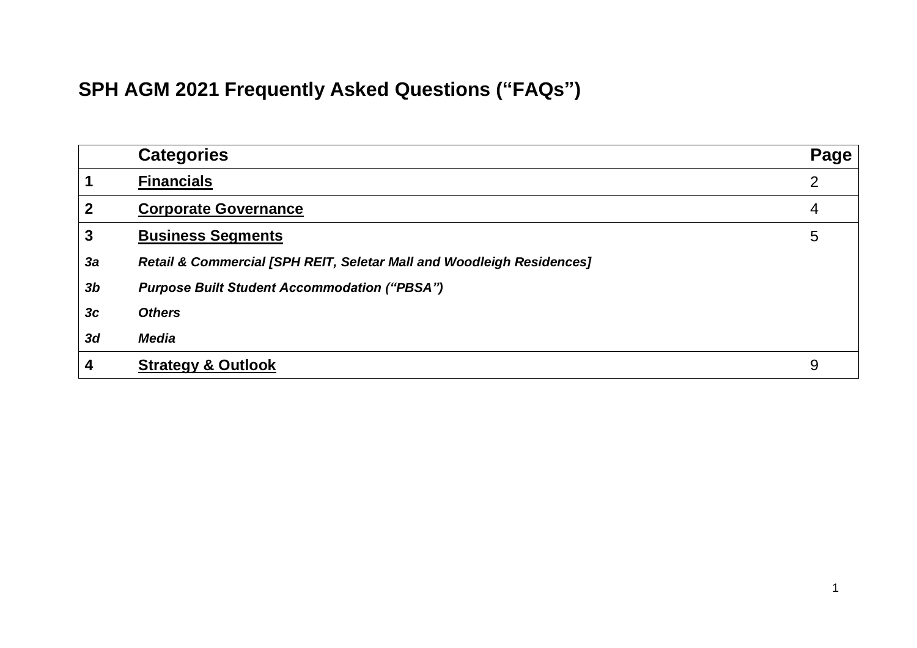# SPH AGM 2021 Frequently Asked Questions ("FAQs")

| | Categories | Page |
|---|---|---|
| **1** | **Financials** | 2 |
| **2** | **Corporate Governance** | 4 |
| **3** | **Business Segments** | 5 |
| ***3a*** | ***Retail & Commercial [SPH REIT, Seletar Mall and Woodleigh Residences]*** | |
| ***3b*** | ***Purpose Built Student Accommodation ("PBSA")*** | |
| ***3c*** | ***Others*** | |
| ***3d*** | ***Media*** | |
| **4** | **Strategy & Outlook** | 9 |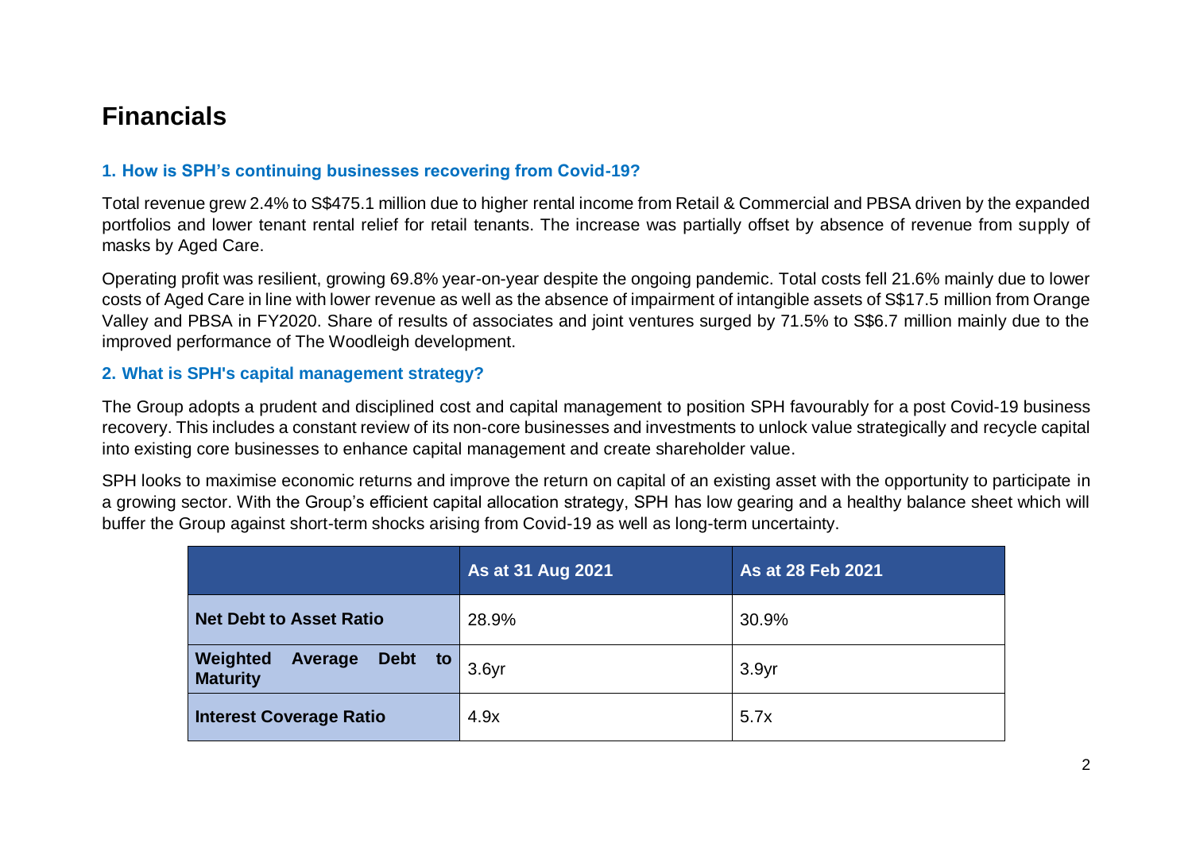# Financials

### 1. How is SPH's continuing businesses recovering from Covid-19?

Total revenue grew 2.4% to S$475.1 million due to higher rental income from Retail & Commercial and PBSA driven by the expanded portfolios and lower tenant rental relief for retail tenants. The increase was partially offset by absence of revenue from supply of masks by Aged Care.

Operating profit was resilient, growing 69.8% year-on-year despite the ongoing pandemic. Total costs fell 21.6% mainly due to lower costs of Aged Care in line with lower revenue as well as the absence of impairment of intangible assets of S$17.5 million from Orange Valley and PBSA in FY2020. Share of results of associates and joint ventures surged by 71.5% to S$6.7 million mainly due to the improved performance of The Woodleigh development.

### 2. What is SPH's capital management strategy?

The Group adopts a prudent and disciplined cost and capital management to position SPH favourably for a post Covid-19 business recovery. This includes a constant review of its non-core businesses and investments to unlock value strategically and recycle capital into existing core businesses to enhance capital management and create shareholder value.

SPH looks to maximise economic returns and improve the return on capital of an existing asset with the opportunity to participate in a growing sector. With the Group's efficient capital allocation strategy, SPH has low gearing and a healthy balance sheet which will buffer the Group against short-term shocks arising from Covid-19 as well as long-term uncertainty.

| | As at 31 Aug 2021 | As at 28 Feb 2021 |
|---|---|---|
| **Net Debt to Asset Ratio** | 28.9% | 30.9% |
| **Weighted Average Debt to Maturity** | 3.6yr | 3.9yr |
| **Interest Coverage Ratio** | 4.9x | 5.7x |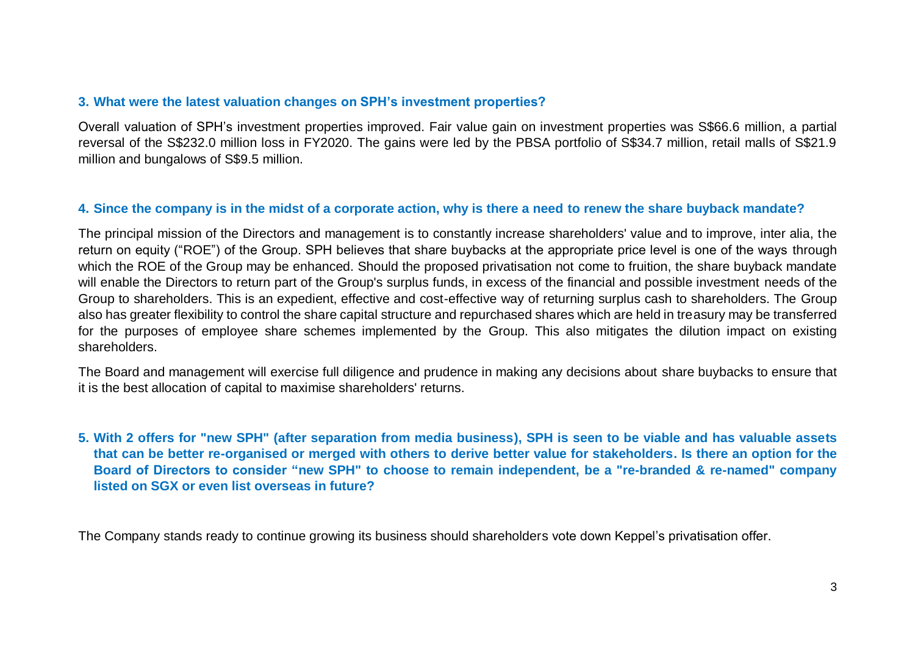**3. What were the latest valuation changes on SPH's investment properties?**

Overall valuation of SPH's investment properties improved. Fair value gain on investment properties was S$66.6 million, a partial reversal of the S$232.0 million loss in FY2020. The gains were led by the PBSA portfolio of S$34.7 million, retail malls of S$21.9 million and bungalows of S$9.5 million.

**4. Since the company is in the midst of a corporate action, why is there a need to renew the share buyback mandate?**

The principal mission of the Directors and management is to constantly increase shareholders' value and to improve, inter alia, the return on equity ("ROE") of the Group. SPH believes that share buybacks at the appropriate price level is one of the ways through which the ROE of the Group may be enhanced. Should the proposed privatisation not come to fruition, the share buyback mandate will enable the Directors to return part of the Group's surplus funds, in excess of the financial and possible investment needs of the Group to shareholders. This is an expedient, effective and cost-effective way of returning surplus cash to shareholders. The Group also has greater flexibility to control the share capital structure and repurchased shares which are held in treasury may be transferred for the purposes of employee share schemes implemented by the Group. This also mitigates the dilution impact on existing shareholders.

The Board and management will exercise full diligence and prudence in making any decisions about share buybacks to ensure that it is the best allocation of capital to maximise shareholders' returns.

**5. With 2 offers for "new SPH" (after separation from media business), SPH is seen to be viable and has valuable assets that can be better re-organised or merged with others to derive better value for stakeholders. Is there an option for the Board of Directors to consider "new SPH" to choose to remain independent, be a "re-branded & re-named" company listed on SGX or even list overseas in future?**

The Company stands ready to continue growing its business should shareholders vote down Keppel's privatisation offer.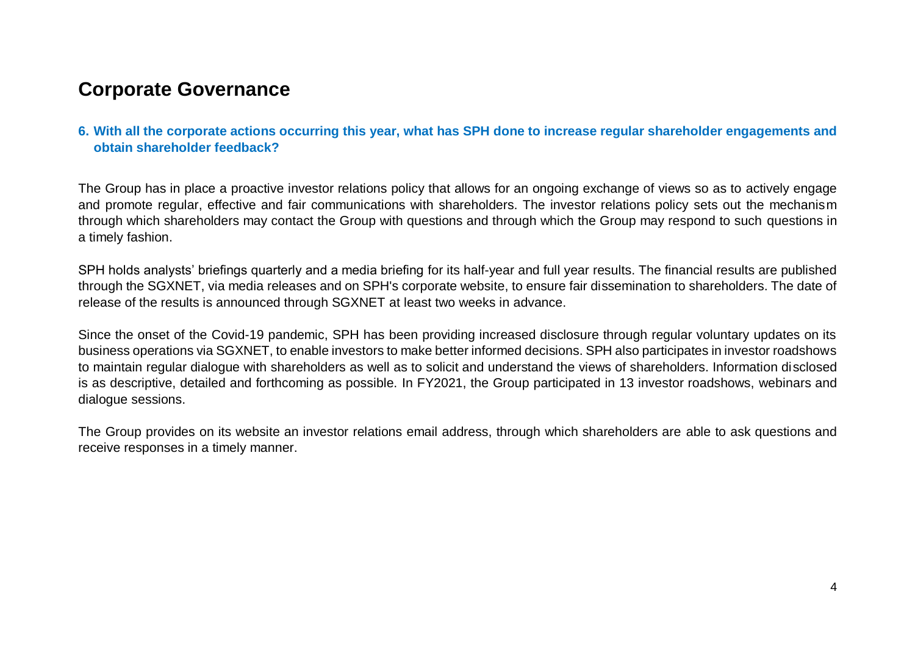# Corporate Governance

**6. With all the corporate actions occurring this year, what has SPH done to increase regular shareholder engagements and obtain shareholder feedback?**

The Group has in place a proactive investor relations policy that allows for an ongoing exchange of views so as to actively engage and promote regular, effective and fair communications with shareholders. The investor relations policy sets out the mechanism through which shareholders may contact the Group with questions and through which the Group may respond to such questions in a timely fashion.

SPH holds analysts' briefings quarterly and a media briefing for its half-year and full year results. The financial results are published through the SGXNET, via media releases and on SPH's corporate website, to ensure fair dissemination to shareholders. The date of release of the results is announced through SGXNET at least two weeks in advance.

Since the onset of the Covid-19 pandemic, SPH has been providing increased disclosure through regular voluntary updates on its business operations via SGXNET, to enable investors to make better informed decisions. SPH also participates in investor roadshows to maintain regular dialogue with shareholders as well as to solicit and understand the views of shareholders. Information disclosed is as descriptive, detailed and forthcoming as possible. In FY2021, the Group participated in 13 investor roadshows, webinars and dialogue sessions.

The Group provides on its website an investor relations email address, through which shareholders are able to ask questions and receive responses in a timely manner.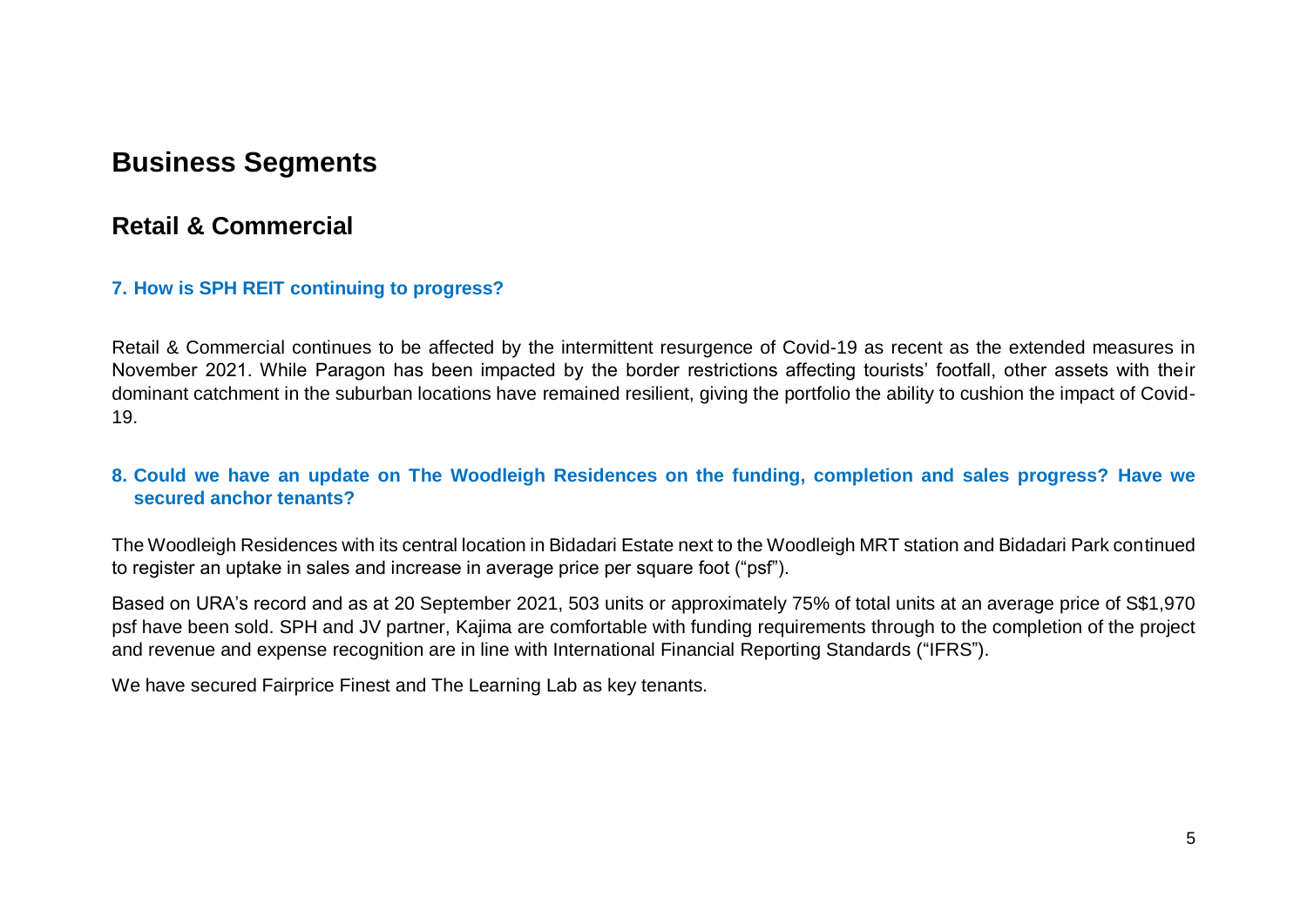# Business Segments

## Retail & Commercial

### 7. How is SPH REIT continuing to progress?

Retail & Commercial continues to be affected by the intermittent resurgence of Covid-19 as recent as the extended measures in November 2021. While Paragon has been impacted by the border restrictions affecting tourists' footfall, other assets with their dominant catchment in the suburban locations have remained resilient, giving the portfolio the ability to cushion the impact of Covid-19.

### 8. Could we have an update on The Woodleigh Residences on the funding, completion and sales progress? Have we secured anchor tenants?

The Woodleigh Residences with its central location in Bidadari Estate next to the Woodleigh MRT station and Bidadari Park continued to register an uptake in sales and increase in average price per square foot ("psf").

Based on URA's record and as at 20 September 2021, 503 units or approximately 75% of total units at an average price of S$1,970 psf have been sold. SPH and JV partner, Kajima are comfortable with funding requirements through to the completion of the project and revenue and expense recognition are in line with International Financial Reporting Standards ("IFRS").

We have secured Fairprice Finest and The Learning Lab as key tenants.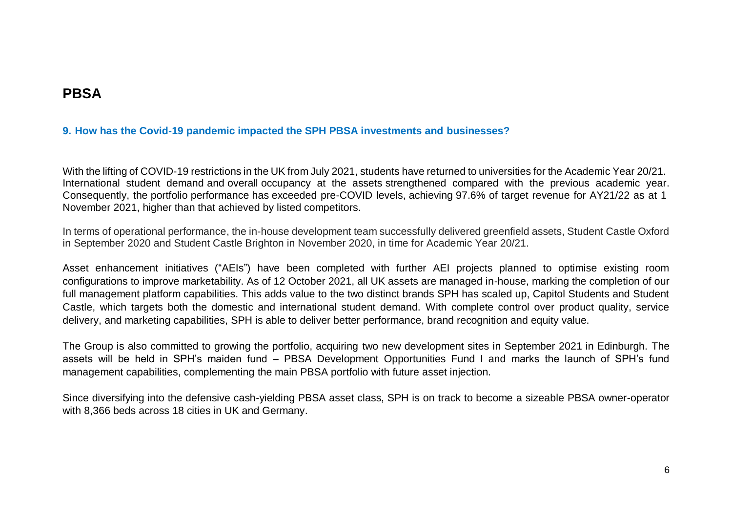# PBSA

### 9. How has the Covid-19 pandemic impacted the SPH PBSA investments and businesses?

With the lifting of COVID-19 restrictions in the UK from July 2021, students have returned to universities for the Academic Year 20/21. International student demand and overall occupancy at the assets strengthened compared with the previous academic year. Consequently, the portfolio performance has exceeded pre-COVID levels, achieving 97.6% of target revenue for AY21/22 as at 1 November 2021, higher than that achieved by listed competitors.

In terms of operational performance, the in-house development team successfully delivered greenfield assets, Student Castle Oxford in September 2020 and Student Castle Brighton in November 2020, in time for Academic Year 20/21.

Asset enhancement initiatives ("AEIs") have been completed with further AEI projects planned to optimise existing room configurations to improve marketability. As of 12 October 2021, all UK assets are managed in-house, marking the completion of our full management platform capabilities. This adds value to the two distinct brands SPH has scaled up, Capitol Students and Student Castle, which targets both the domestic and international student demand. With complete control over product quality, service delivery, and marketing capabilities, SPH is able to deliver better performance, brand recognition and equity value.

The Group is also committed to growing the portfolio, acquiring two new development sites in September 2021 in Edinburgh. The assets will be held in SPH's maiden fund – PBSA Development Opportunities Fund I and marks the launch of SPH's fund management capabilities, complementing the main PBSA portfolio with future asset injection.

Since diversifying into the defensive cash-yielding PBSA asset class, SPH is on track to become a sizeable PBSA owner-operator with 8,366 beds across 18 cities in UK and Germany.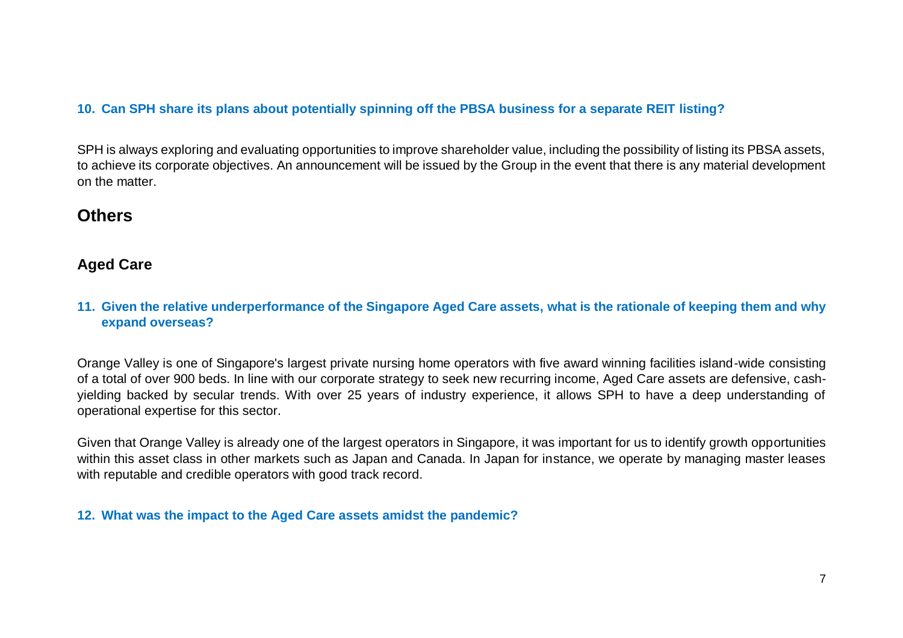**10. Can SPH share its plans about potentially spinning off the PBSA business for a separate REIT listing?**

SPH is always exploring and evaluating opportunities to improve shareholder value, including the possibility of listing its PBSA assets, to achieve its corporate objectives. An announcement will be issued by the Group in the event that there is any material development on the matter.

## Others

### Aged Care

**11. Given the relative underperformance of the Singapore Aged Care assets, what is the rationale of keeping them and why expand overseas?**

Orange Valley is one of Singapore's largest private nursing home operators with five award winning facilities island-wide consisting of a total of over 900 beds. In line with our corporate strategy to seek new recurring income, Aged Care assets are defensive, cash-yielding backed by secular trends. With over 25 years of industry experience, it allows SPH to have a deep understanding of operational expertise for this sector.

Given that Orange Valley is already one of the largest operators in Singapore, it was important for us to identify growth opportunities within this asset class in other markets such as Japan and Canada. In Japan for instance, we operate by managing master leases with reputable and credible operators with good track record.

**12. What was the impact to the Aged Care assets amidst the pandemic?**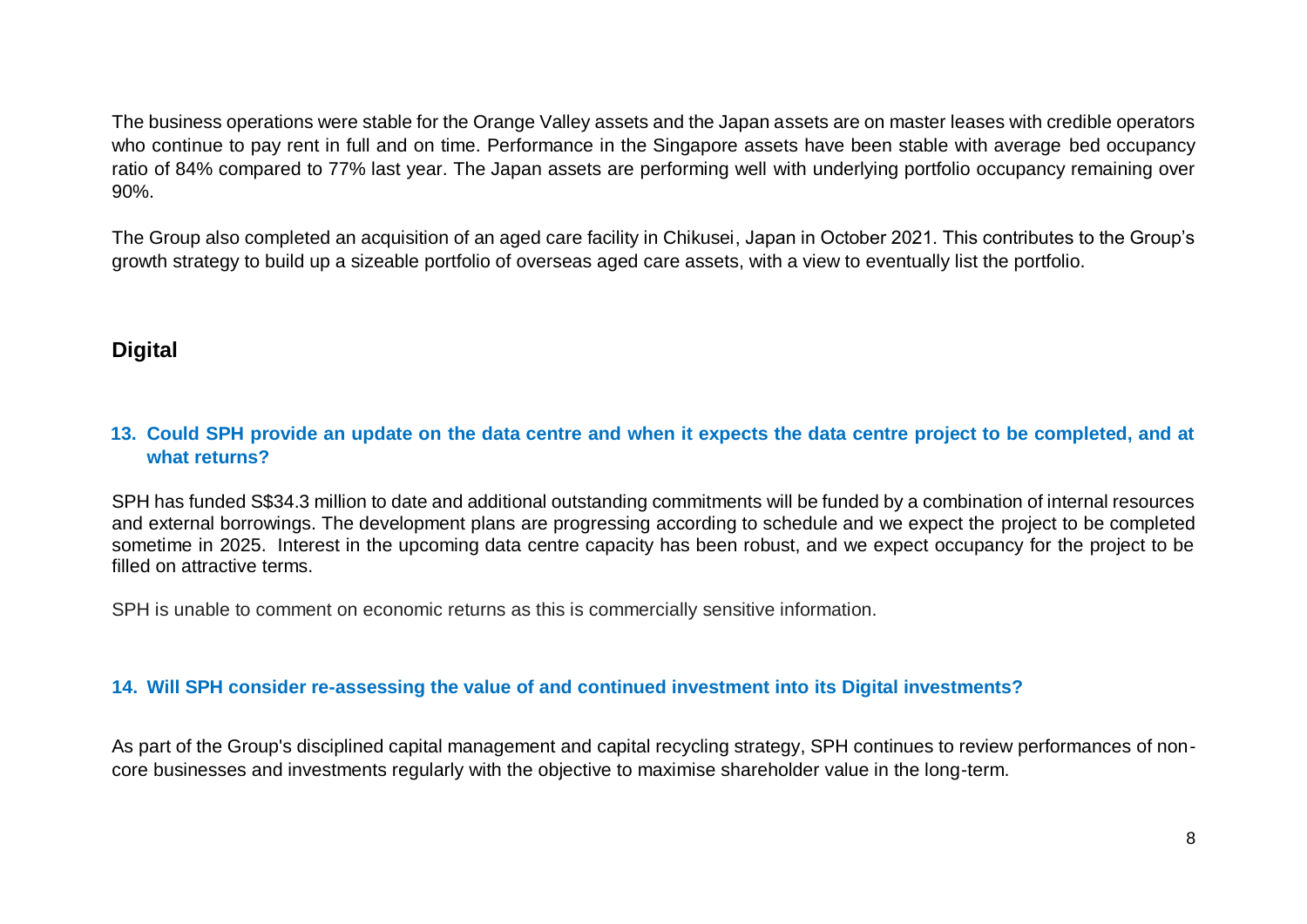The business operations were stable for the Orange Valley assets and the Japan assets are on master leases with credible operators who continue to pay rent in full and on time. Performance in the Singapore assets have been stable with average bed occupancy ratio of 84% compared to 77% last year. The Japan assets are performing well with underlying portfolio occupancy remaining over 90%.

The Group also completed an acquisition of an aged care facility in Chikusei, Japan in October 2021. This contributes to the Group's growth strategy to build up a sizeable portfolio of overseas aged care assets, with a view to eventually list the portfolio.

## Digital

**13. Could SPH provide an update on the data centre and when it expects the data centre project to be completed, and at what returns?**

SPH has funded S$34.3 million to date and additional outstanding commitments will be funded by a combination of internal resources and external borrowings. The development plans are progressing according to schedule and we expect the project to be completed sometime in 2025. Interest in the upcoming data centre capacity has been robust, and we expect occupancy for the project to be filled on attractive terms.

SPH is unable to comment on economic returns as this is commercially sensitive information.

**14. Will SPH consider re-assessing the value of and continued investment into its Digital investments?**

As part of the Group's disciplined capital management and capital recycling strategy, SPH continues to review performances of non-core businesses and investments regularly with the objective to maximise shareholder value in the long-term.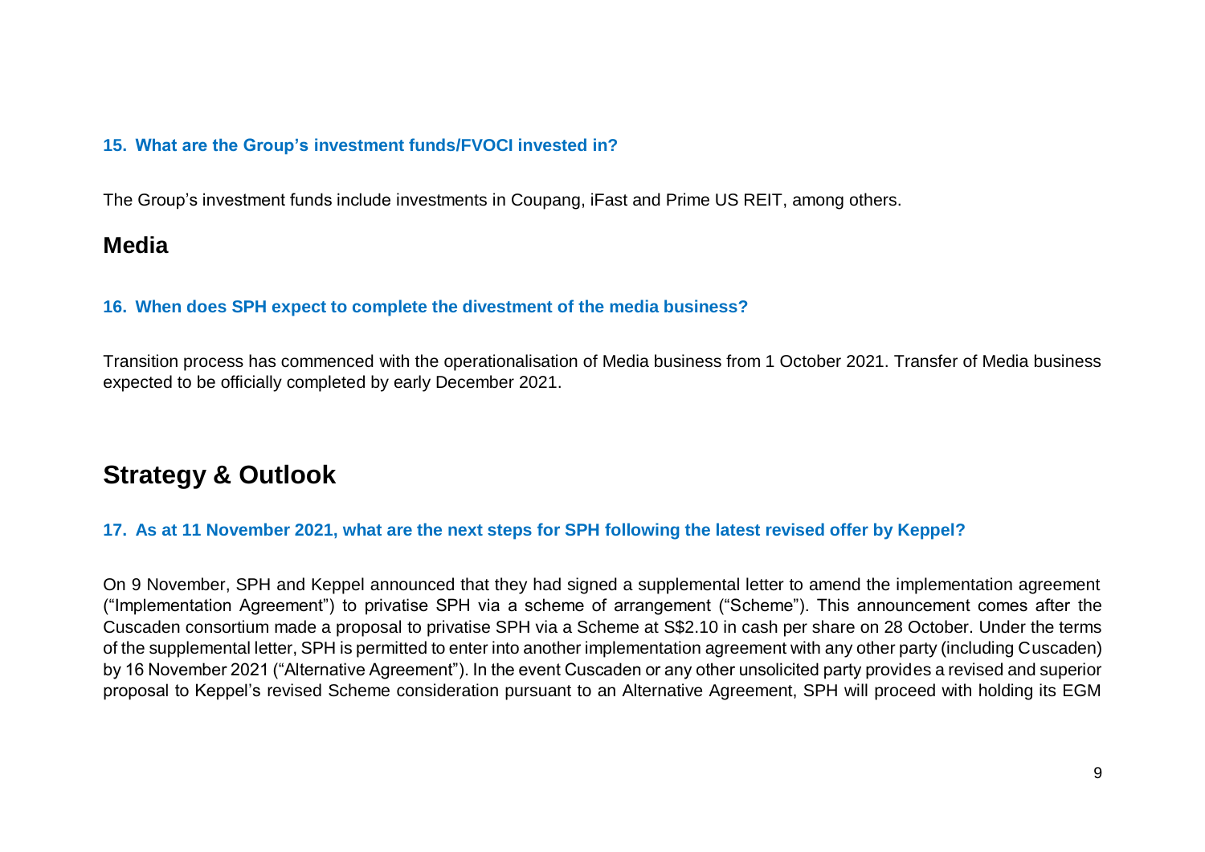### 15. What are the Group's investment funds/FVOCI invested in?

The Group's investment funds include investments in Coupang, iFast and Prime US REIT, among others.

## Media

### 16. When does SPH expect to complete the divestment of the media business?

Transition process has commenced with the operationalisation of Media business from 1 October 2021. Transfer of Media business expected to be officially completed by early December 2021.

## Strategy & Outlook

### 17. As at 11 November 2021, what are the next steps for SPH following the latest revised offer by Keppel?

On 9 November, SPH and Keppel announced that they had signed a supplemental letter to amend the implementation agreement ("Implementation Agreement") to privatise SPH via a scheme of arrangement ("Scheme"). This announcement comes after the Cuscaden consortium made a proposal to privatise SPH via a Scheme at S$2.10 in cash per share on 28 October. Under the terms of the supplemental letter, SPH is permitted to enter into another implementation agreement with any other party (including Cuscaden) by 16 November 2021 ("Alternative Agreement"). In the event Cuscaden or any other unsolicited party provides a revised and superior proposal to Keppel's revised Scheme consideration pursuant to an Alternative Agreement, SPH will proceed with holding its EGM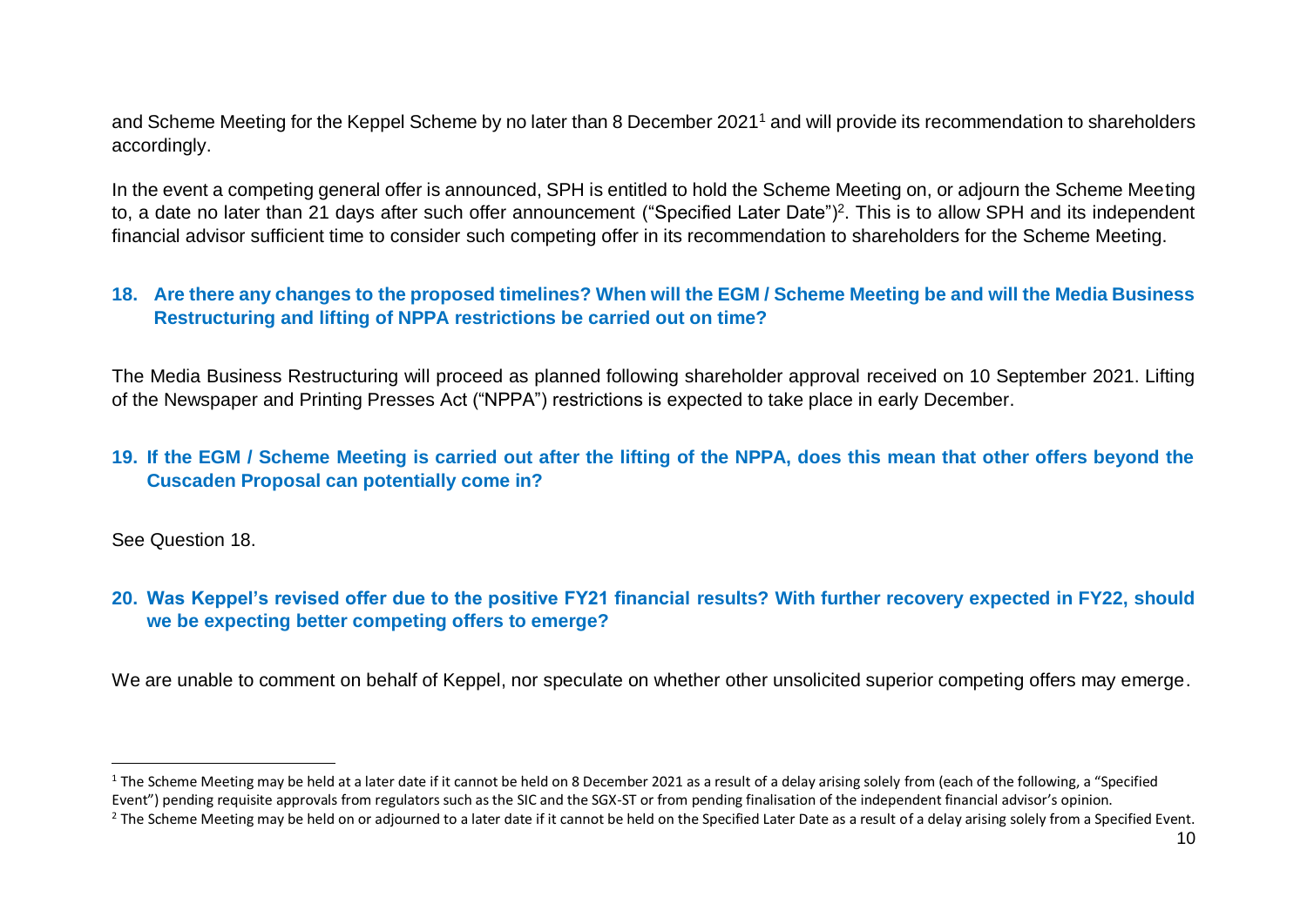and Scheme Meeting for the Keppel Scheme by no later than 8 December 2021[1] and will provide its recommendation to shareholders accordingly.

In the event a competing general offer is announced, SPH is entitled to hold the Scheme Meeting on, or adjourn the Scheme Meeting to, a date no later than 21 days after such offer announcement ("Specified Later Date")[2]. This is to allow SPH and its independent financial advisor sufficient time to consider such competing offer in its recommendation to shareholders for the Scheme Meeting.

**18. Are there any changes to the proposed timelines? When will the EGM / Scheme Meeting be and will the Media Business Restructuring and lifting of NPPA restrictions be carried out on time?**

The Media Business Restructuring will proceed as planned following shareholder approval received on 10 September 2021. Lifting of the Newspaper and Printing Presses Act ("NPPA") restrictions is expected to take place in early December.

**19. If the EGM / Scheme Meeting is carried out after the lifting of the NPPA, does this mean that other offers beyond the Cuscaden Proposal can potentially come in?**

See Question 18.

**20. Was Keppel's revised offer due to the positive FY21 financial results? With further recovery expected in FY22, should we be expecting better competing offers to emerge?**

We are unable to comment on behalf of Keppel, nor speculate on whether other unsolicited superior competing offers may emerge.

---

[1] The Scheme Meeting may be held at a later date if it cannot be held on 8 December 2021 as a result of a delay arising solely from (each of the following, a "Specified Event") pending requisite approvals from regulators such as the SIC and the SGX-ST or from pending finalisation of the independent financial advisor's opinion.

[2] The Scheme Meeting may be held on or adjourned to a later date if it cannot be held on the Specified Later Date as a result of a delay arising solely from a Specified Event.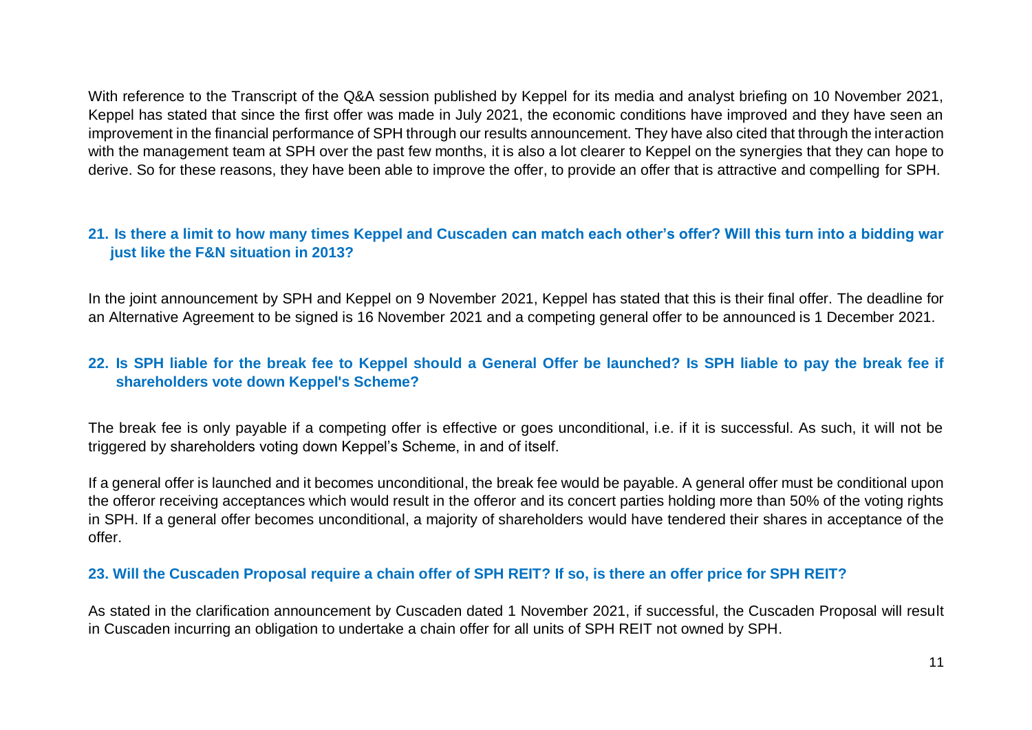With reference to the Transcript of the Q&A session published by Keppel for its media and analyst briefing on 10 November 2021, Keppel has stated that since the first offer was made in July 2021, the economic conditions have improved and they have seen an improvement in the financial performance of SPH through our results announcement. They have also cited that through the interaction with the management team at SPH over the past few months, it is also a lot clearer to Keppel on the synergies that they can hope to derive. So for these reasons, they have been able to improve the offer, to provide an offer that is attractive and compelling for SPH.

### 21. Is there a limit to how many times Keppel and Cuscaden can match each other's offer? Will this turn into a bidding war just like the F&N situation in 2013?

In the joint announcement by SPH and Keppel on 9 November 2021, Keppel has stated that this is their final offer. The deadline for an Alternative Agreement to be signed is 16 November 2021 and a competing general offer to be announced is 1 December 2021.

### 22. Is SPH liable for the break fee to Keppel should a General Offer be launched? Is SPH liable to pay the break fee if shareholders vote down Keppel's Scheme?

The break fee is only payable if a competing offer is effective or goes unconditional, i.e. if it is successful. As such, it will not be triggered by shareholders voting down Keppel's Scheme, in and of itself.

If a general offer is launched and it becomes unconditional, the break fee would be payable. A general offer must be conditional upon the offeror receiving acceptances which would result in the offeror and its concert parties holding more than 50% of the voting rights in SPH. If a general offer becomes unconditional, a majority of shareholders would have tendered their shares in acceptance of the offer.

### 23. Will the Cuscaden Proposal require a chain offer of SPH REIT? If so, is there an offer price for SPH REIT?

As stated in the clarification announcement by Cuscaden dated 1 November 2021, if successful, the Cuscaden Proposal will result in Cuscaden incurring an obligation to undertake a chain offer for all units of SPH REIT not owned by SPH.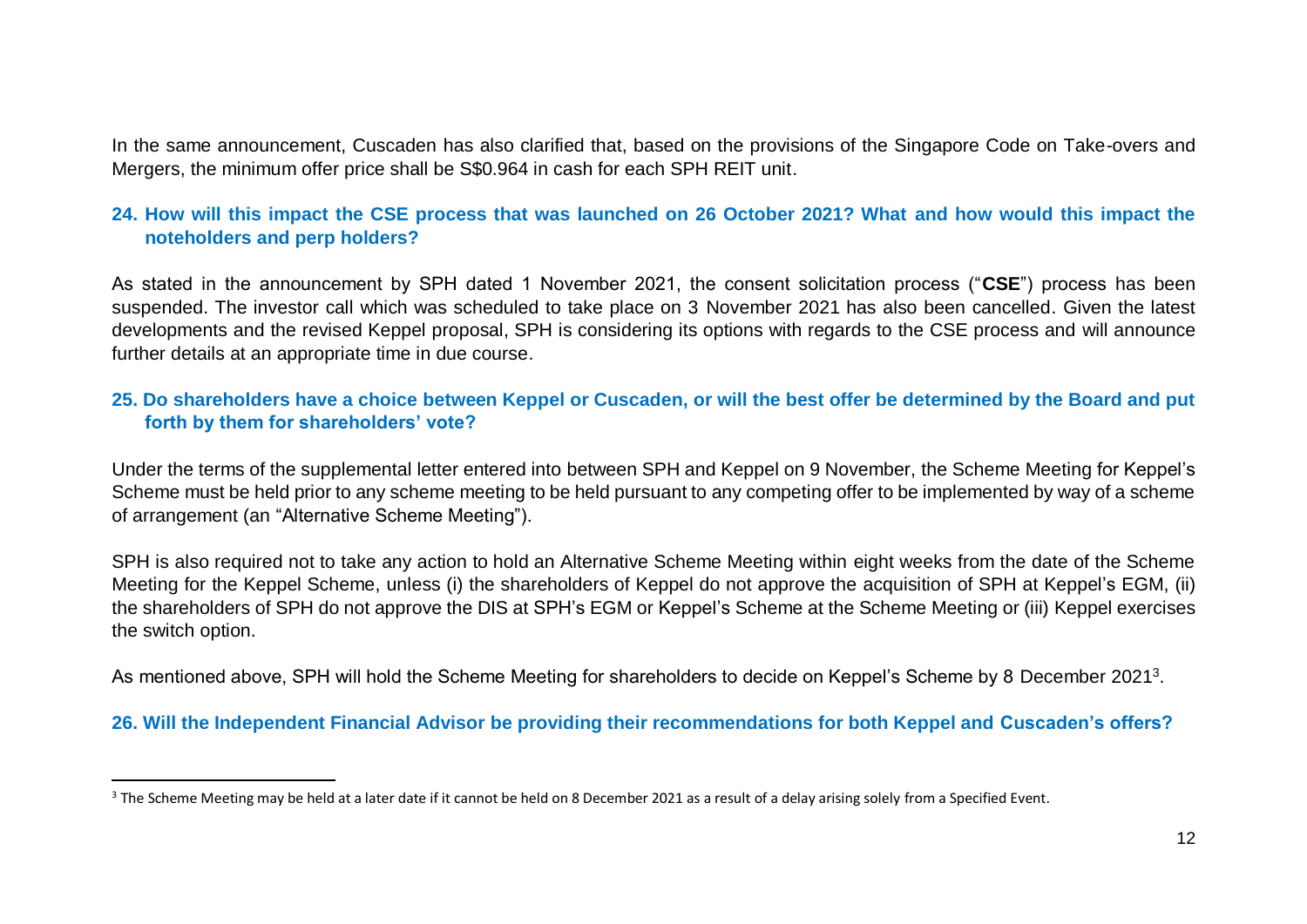In the same announcement, Cuscaden has also clarified that, based on the provisions of the Singapore Code on Take-overs and Mergers, the minimum offer price shall be S$0.964 in cash for each SPH REIT unit.

### 24. How will this impact the CSE process that was launched on 26 October 2021? What and how would this impact the noteholders and perp holders?

As stated in the announcement by SPH dated 1 November 2021, the consent solicitation process ("**CSE**") process has been suspended. The investor call which was scheduled to take place on 3 November 2021 has also been cancelled. Given the latest developments and the revised Keppel proposal, SPH is considering its options with regards to the CSE process and will announce further details at an appropriate time in due course.

### 25. Do shareholders have a choice between Keppel or Cuscaden, or will the best offer be determined by the Board and put forth by them for shareholders' vote?

Under the terms of the supplemental letter entered into between SPH and Keppel on 9 November, the Scheme Meeting for Keppel's Scheme must be held prior to any scheme meeting to be held pursuant to any competing offer to be implemented by way of a scheme of arrangement (an "Alternative Scheme Meeting").

SPH is also required not to take any action to hold an Alternative Scheme Meeting within eight weeks from the date of the Scheme Meeting for the Keppel Scheme, unless (i) the shareholders of Keppel do not approve the acquisition of SPH at Keppel's EGM, (ii) the shareholders of SPH do not approve the DIS at SPH's EGM or Keppel's Scheme at the Scheme Meeting or (iii) Keppel exercises the switch option.

As mentioned above, SPH will hold the Scheme Meeting for shareholders to decide on Keppel's Scheme by 8 December 2021[3].

### 26. Will the Independent Financial Advisor be providing their recommendations for both Keppel and Cuscaden's offers?

---

[3] The Scheme Meeting may be held at a later date if it cannot be held on 8 December 2021 as a result of a delay arising solely from a Specified Event.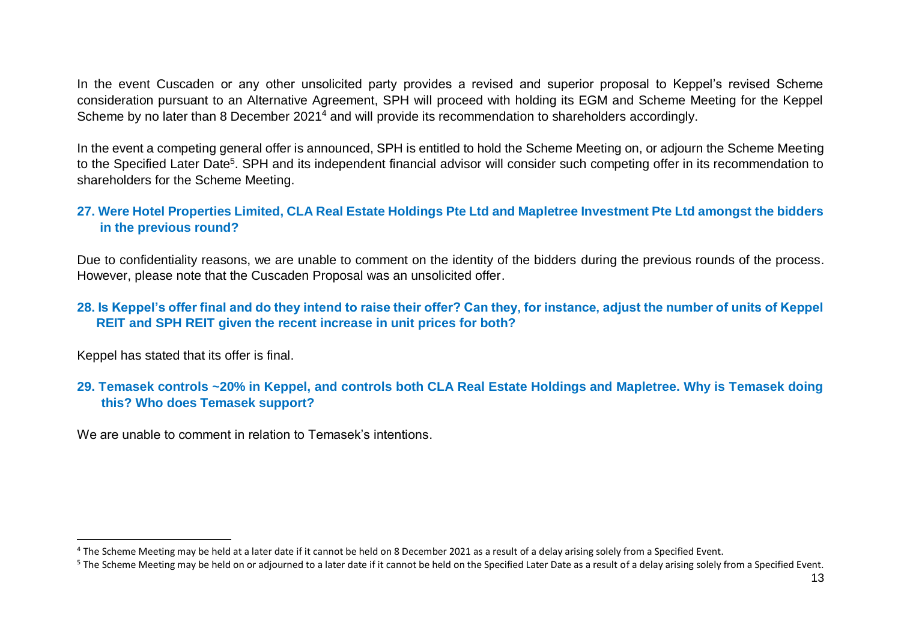In the event Cuscaden or any other unsolicited party provides a revised and superior proposal to Keppel's revised Scheme consideration pursuant to an Alternative Agreement, SPH will proceed with holding its EGM and Scheme Meeting for the Keppel Scheme by no later than 8 December 2021[4] and will provide its recommendation to shareholders accordingly.

In the event a competing general offer is announced, SPH is entitled to hold the Scheme Meeting on, or adjourn the Scheme Meeting to the Specified Later Date[5]. SPH and its independent financial advisor will consider such competing offer in its recommendation to shareholders for the Scheme Meeting.

**27. Were Hotel Properties Limited, CLA Real Estate Holdings Pte Ltd and Mapletree Investment Pte Ltd amongst the bidders in the previous round?**

Due to confidentiality reasons, we are unable to comment on the identity of the bidders during the previous rounds of the process. However, please note that the Cuscaden Proposal was an unsolicited offer.

**28. Is Keppel's offer final and do they intend to raise their offer? Can they, for instance, adjust the number of units of Keppel REIT and SPH REIT given the recent increase in unit prices for both?**

Keppel has stated that its offer is final.

**29. Temasek controls ~20% in Keppel, and controls both CLA Real Estate Holdings and Mapletree. Why is Temasek doing this? Who does Temasek support?**

We are unable to comment in relation to Temasek's intentions.

---

[4] The Scheme Meeting may be held at a later date if it cannot be held on 8 December 2021 as a result of a delay arising solely from a Specified Event.

[5] The Scheme Meeting may be held on or adjourned to a later date if it cannot be held on the Specified Later Date as a result of a delay arising solely from a Specified Event.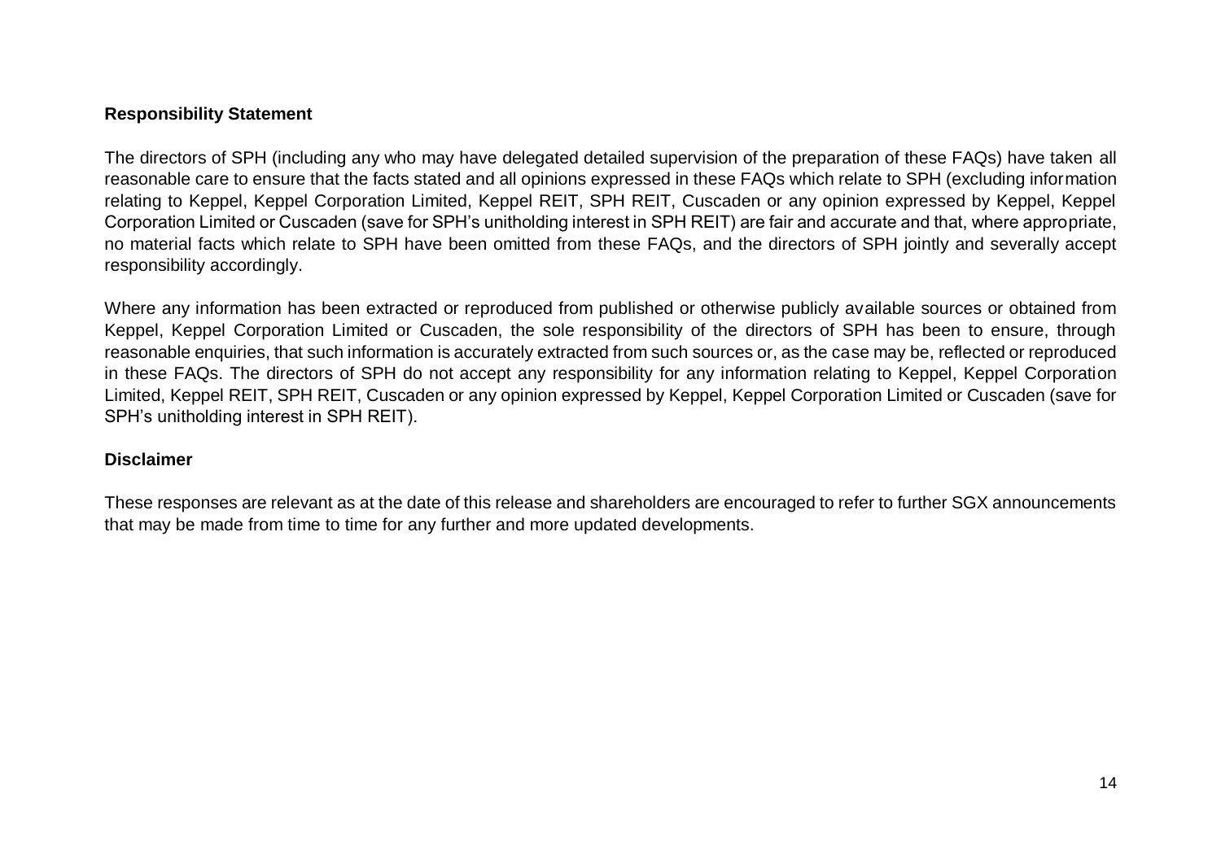**Responsibility Statement**

The directors of SPH (including any who may have delegated detailed supervision of the preparation of these FAQs) have taken all reasonable care to ensure that the facts stated and all opinions expressed in these FAQs which relate to SPH (excluding information relating to Keppel, Keppel Corporation Limited, Keppel REIT, SPH REIT, Cuscaden or any opinion expressed by Keppel, Keppel Corporation Limited or Cuscaden (save for SPH's unitholding interest in SPH REIT) are fair and accurate and that, where appropriate, no material facts which relate to SPH have been omitted from these FAQs, and the directors of SPH jointly and severally accept responsibility accordingly.

Where any information has been extracted or reproduced from published or otherwise publicly available sources or obtained from Keppel, Keppel Corporation Limited or Cuscaden, the sole responsibility of the directors of SPH has been to ensure, through reasonable enquiries, that such information is accurately extracted from such sources or, as the case may be, reflected or reproduced in these FAQs. The directors of SPH do not accept any responsibility for any information relating to Keppel, Keppel Corporation Limited, Keppel REIT, SPH REIT, Cuscaden or any opinion expressed by Keppel, Keppel Corporation Limited or Cuscaden (save for SPH's unitholding interest in SPH REIT).

**Disclaimer**

These responses are relevant as at the date of this release and shareholders are encouraged to refer to further SGX announcements that may be made from time to time for any further and more updated developments.